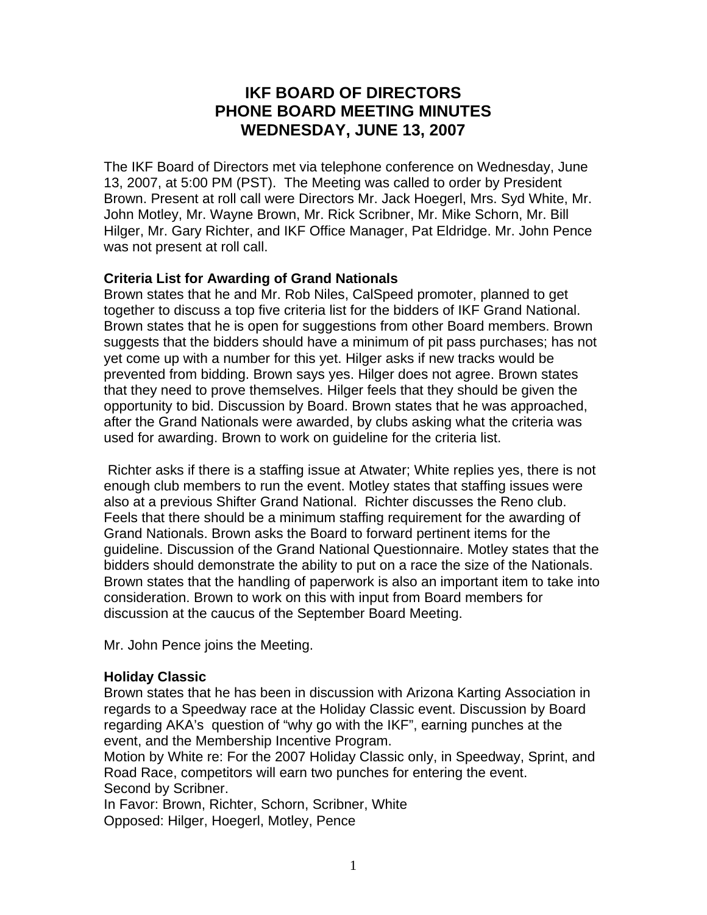# IKF BOARD OF DIRECTORS
# PHONE BOARD MEETING MINUTES
# WEDNESDAY, JUNE 13, 2007

The IKF Board of Directors met via telephone conference on Wednesday, June 13, 2007, at 5:00 PM (PST). The Meeting was called to order by President Brown. Present at roll call were Directors Mr. Jack Hoegerl, Mrs. Syd White, Mr. John Motley, Mr. Wayne Brown, Mr. Rick Scribner, Mr. Mike Schorn, Mr. Bill Hilger, Mr. Gary Richter, and IKF Office Manager, Pat Eldridge. Mr. John Pence was not present at roll call.

**Criteria List for Awarding of Grand Nationals**

Brown states that he and Mr. Rob Niles, CalSpeed promoter, planned to get together to discuss a top five criteria list for the bidders of IKF Grand National. Brown states that he is open for suggestions from other Board members. Brown suggests that the bidders should have a minimum of pit pass purchases; has not yet come up with a number for this yet. Hilger asks if new tracks would be prevented from bidding. Brown says yes. Hilger does not agree. Brown states that they need to prove themselves. Hilger feels that they should be given the opportunity to bid. Discussion by Board. Brown states that he was approached, after the Grand Nationals were awarded, by clubs asking what the criteria was used for awarding. Brown to work on guideline for the criteria list.

Richter asks if there is a staffing issue at Atwater; White replies yes, there is not enough club members to run the event. Motley states that staffing issues were also at a previous Shifter Grand National. Richter discusses the Reno club. Feels that there should be a minimum staffing requirement for the awarding of Grand Nationals. Brown asks the Board to forward pertinent items for the guideline. Discussion of the Grand National Questionnaire. Motley states that the bidders should demonstrate the ability to put on a race the size of the Nationals. Brown states that the handling of paperwork is also an important item to take into consideration. Brown to work on this with input from Board members for discussion at the caucus of the September Board Meeting.

Mr. John Pence joins the Meeting.

**Holiday Classic**

Brown states that he has been in discussion with Arizona Karting Association in regards to a Speedway race at the Holiday Classic event. Discussion by Board regarding AKA's question of "why go with the IKF", earning punches at the event, and the Membership Incentive Program.

Motion by White re: For the 2007 Holiday Classic only, in Speedway, Sprint, and Road Race, competitors will earn two punches for entering the event.

Second by Scribner.

In Favor: Brown, Richter, Schorn, Scribner, White

Opposed: Hilger, Hoegerl, Motley, Pence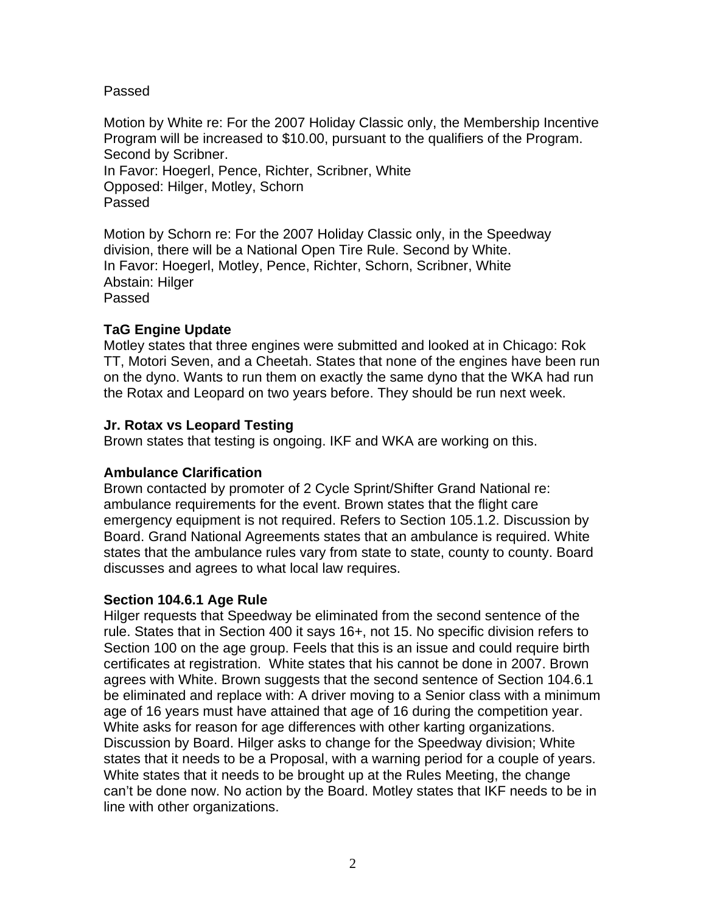Passed

Motion by White re: For the 2007 Holiday Classic only, the Membership Incentive Program will be increased to $10.00, pursuant to the qualifiers of the Program. Second by Scribner.
In Favor: Hoegerl, Pence, Richter, Scribner, White
Opposed: Hilger, Motley, Schorn
Passed

Motion by Schorn re: For the 2007 Holiday Classic only, in the Speedway division, there will be a National Open Tire Rule. Second by White.
In Favor: Hoegerl, Motley, Pence, Richter, Schorn, Scribner, White
Abstain: Hilger
Passed

**TaG Engine Update**
Motley states that three engines were submitted and looked at in Chicago: Rok TT, Motori Seven, and a Cheetah. States that none of the engines have been run on the dyno. Wants to run them on exactly the same dyno that the WKA had run the Rotax and Leopard on two years before. They should be run next week.

**Jr. Rotax vs Leopard Testing**
Brown states that testing is ongoing. IKF and WKA are working on this.

**Ambulance Clarification**
Brown contacted by promoter of 2 Cycle Sprint/Shifter Grand National re: ambulance requirements for the event. Brown states that the flight care emergency equipment is not required. Refers to Section 105.1.2. Discussion by Board. Grand National Agreements states that an ambulance is required. White states that the ambulance rules vary from state to state, county to county. Board discusses and agrees to what local law requires.

**Section 104.6.1 Age Rule**
Hilger requests that Speedway be eliminated from the second sentence of the rule. States that in Section 400 it says 16+, not 15. No specific division refers to Section 100 on the age group. Feels that this is an issue and could require birth certificates at registration. White states that his cannot be done in 2007. Brown agrees with White. Brown suggests that the second sentence of Section 104.6.1 be eliminated and replace with: A driver moving to a Senior class with a minimum age of 16 years must have attained that age of 16 during the competition year. White asks for reason for age differences with other karting organizations. Discussion by Board. Hilger asks to change for the Speedway division; White states that it needs to be a Proposal, with a warning period for a couple of years. White states that it needs to be brought up at the Rules Meeting, the change can't be done now. No action by the Board. Motley states that IKF needs to be in line with other organizations.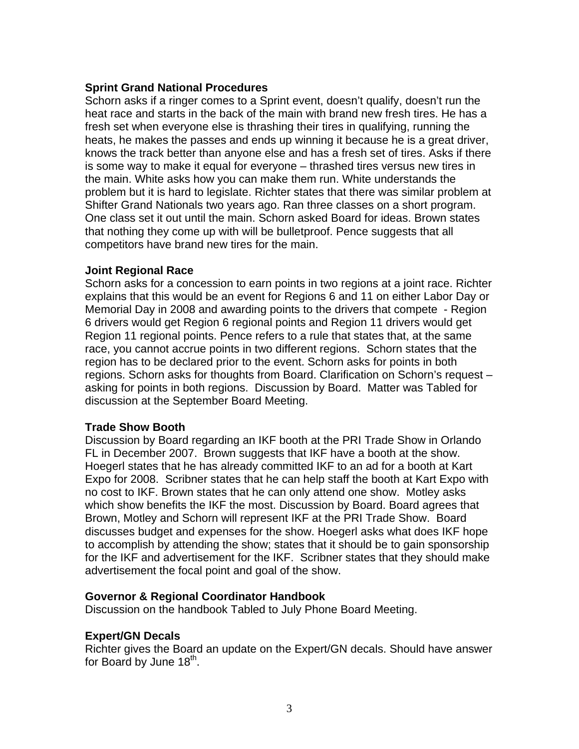**Sprint Grand National Procedures**

Schorn asks if a ringer comes to a Sprint event, doesn't qualify, doesn't run the heat race and starts in the back of the main with brand new fresh tires. He has a fresh set when everyone else is thrashing their tires in qualifying, running the heats, he makes the passes and ends up winning it because he is a great driver, knows the track better than anyone else and has a fresh set of tires. Asks if there is some way to make it equal for everyone – thrashed tires versus new tires in the main. White asks how you can make them run. White understands the problem but it is hard to legislate. Richter states that there was similar problem at Shifter Grand Nationals two years ago. Ran three classes on a short program. One class set it out until the main. Schorn asked Board for ideas. Brown states that nothing they come up with will be bulletproof. Pence suggests that all competitors have brand new tires for the main.

**Joint Regional Race**

Schorn asks for a concession to earn points in two regions at a joint race. Richter explains that this would be an event for Regions 6 and 11 on either Labor Day or Memorial Day in 2008 and awarding points to the drivers that compete - Region 6 drivers would get Region 6 regional points and Region 11 drivers would get Region 11 regional points. Pence refers to a rule that states that, at the same race, you cannot accrue points in two different regions. Schorn states that the region has to be declared prior to the event. Schorn asks for points in both regions. Schorn asks for thoughts from Board. Clarification on Schorn's request – asking for points in both regions. Discussion by Board. Matter was Tabled for discussion at the September Board Meeting.

**Trade Show Booth**

Discussion by Board regarding an IKF booth at the PRI Trade Show in Orlando FL in December 2007. Brown suggests that IKF have a booth at the show. Hoegerl states that he has already committed IKF to an ad for a booth at Kart Expo for 2008. Scribner states that he can help staff the booth at Kart Expo with no cost to IKF. Brown states that he can only attend one show. Motley asks which show benefits the IKF the most. Discussion by Board. Board agrees that Brown, Motley and Schorn will represent IKF at the PRI Trade Show. Board discusses budget and expenses for the show. Hoegerl asks what does IKF hope to accomplish by attending the show; states that it should be to gain sponsorship for the IKF and advertisement for the IKF. Scribner states that they should make advertisement the focal point and goal of the show.

**Governor & Regional Coordinator Handbook**

Discussion on the handbook Tabled to July Phone Board Meeting.

**Expert/GN Decals**

Richter gives the Board an update on the Expert/GN decals. Should have answer for Board by June 18th.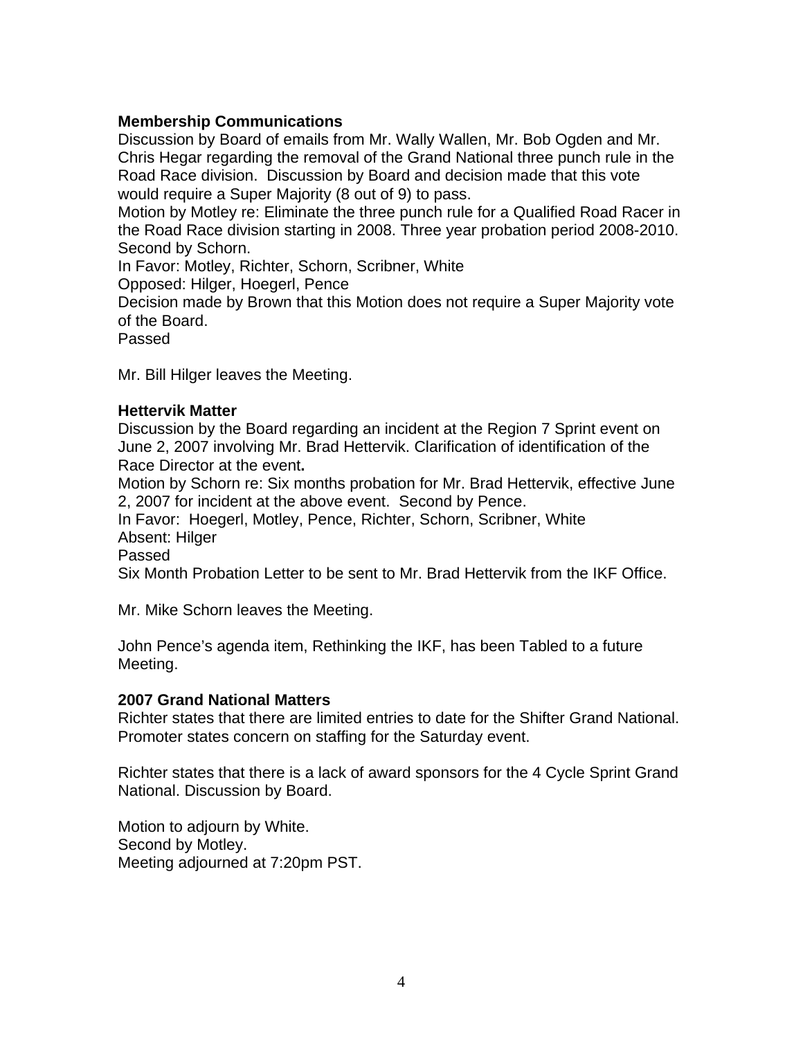**Membership Communications**

Discussion by Board of emails from Mr. Wally Wallen, Mr. Bob Ogden and Mr. Chris Hegar regarding the removal of the Grand National three punch rule in the Road Race division. Discussion by Board and decision made that this vote would require a Super Majority (8 out of 9) to pass.

Motion by Motley re: Eliminate the three punch rule for a Qualified Road Racer in the Road Race division starting in 2008. Three year probation period 2008-2010. Second by Schorn.

In Favor: Motley, Richter, Schorn, Scribner, White

Opposed: Hilger, Hoegerl, Pence

Decision made by Brown that this Motion does not require a Super Majority vote of the Board.

Passed

Mr. Bill Hilger leaves the Meeting.

**Hettervik Matter**

Discussion by the Board regarding an incident at the Region 7 Sprint event on June 2, 2007 involving Mr. Brad Hettervik. Clarification of identification of the Race Director at the event**.**

Motion by Schorn re: Six months probation for Mr. Brad Hettervik, effective June 2, 2007 for incident at the above event. Second by Pence.

In Favor: Hoegerl, Motley, Pence, Richter, Schorn, Scribner, White

Absent: Hilger

Passed

Six Month Probation Letter to be sent to Mr. Brad Hettervik from the IKF Office.

Mr. Mike Schorn leaves the Meeting.

John Pence's agenda item, Rethinking the IKF, has been Tabled to a future Meeting.

**2007 Grand National Matters**

Richter states that there are limited entries to date for the Shifter Grand National. Promoter states concern on staffing for the Saturday event.

Richter states that there is a lack of award sponsors for the 4 Cycle Sprint Grand National. Discussion by Board.

Motion to adjourn by White.

Second by Motley.

Meeting adjourned at 7:20pm PST.